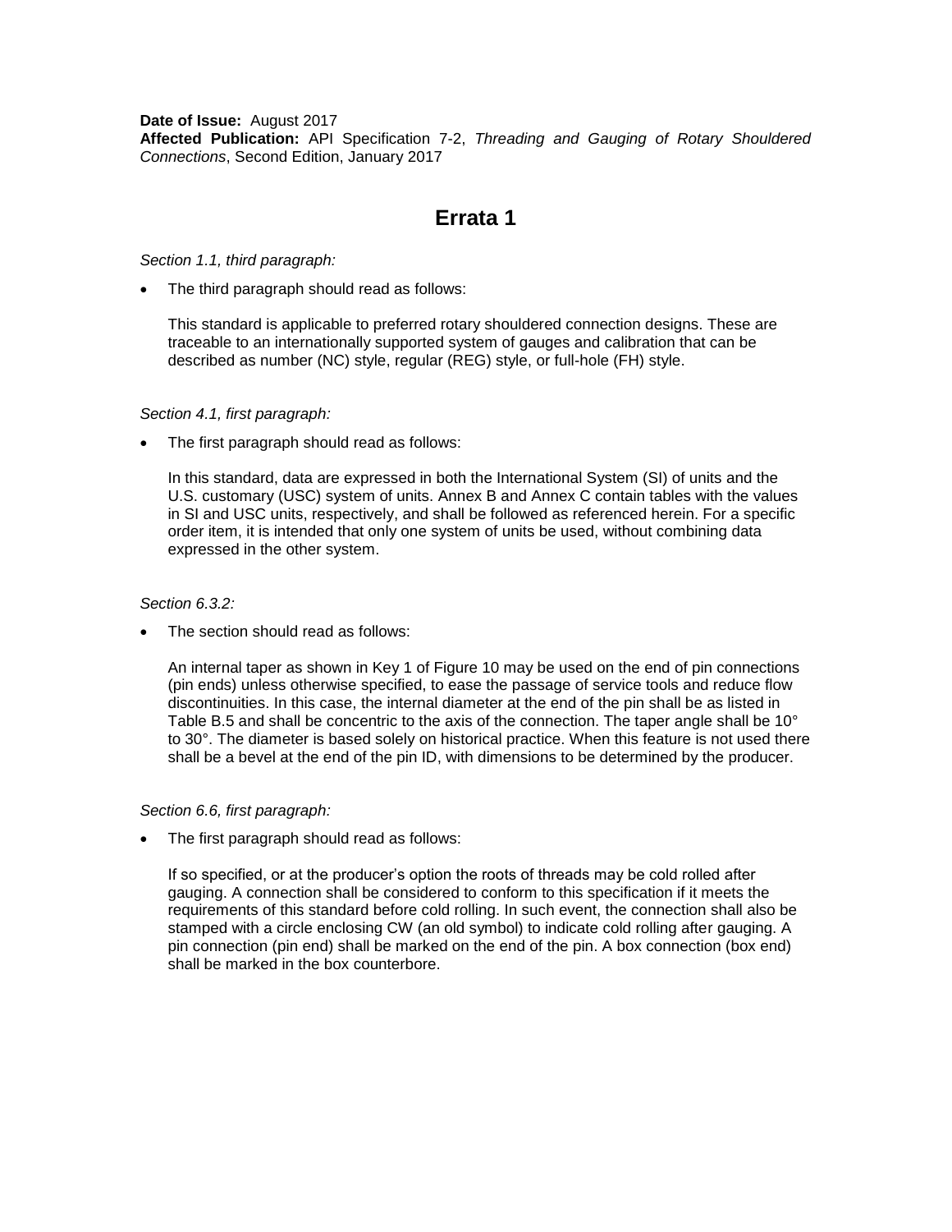**Date of Issue:** August 2017
**Affected Publication:** API Specification 7-2, *Threading and Gauging of Rotary Shouldered Connections*, Second Edition, January 2017

# Errata 1

*Section 1.1, third paragraph:*

- The third paragraph should read as follows:

  This standard is applicable to preferred rotary shouldered connection designs. These are traceable to an internationally supported system of gauges and calibration that can be described as number (NC) style, regular (REG) style, or full-hole (FH) style.

*Section 4.1, first paragraph:*

- The first paragraph should read as follows:

  In this standard, data are expressed in both the International System (SI) of units and the U.S. customary (USC) system of units. Annex B and Annex C contain tables with the values in SI and USC units, respectively, and shall be followed as referenced herein. For a specific order item, it is intended that only one system of units be used, without combining data expressed in the other system.

*Section 6.3.2:*

- The section should read as follows:

  An internal taper as shown in Key 1 of Figure 10 may be used on the end of pin connections (pin ends) unless otherwise specified, to ease the passage of service tools and reduce flow discontinuities. In this case, the internal diameter at the end of the pin shall be as listed in Table B.5 and shall be concentric to the axis of the connection. The taper angle shall be 10° to 30°. The diameter is based solely on historical practice. When this feature is not used there shall be a bevel at the end of the pin ID, with dimensions to be determined by the producer.

*Section 6.6, first paragraph:*

- The first paragraph should read as follows:

  If so specified, or at the producer's option the roots of threads may be cold rolled after gauging. A connection shall be considered to conform to this specification if it meets the requirements of this standard before cold rolling. In such event, the connection shall also be stamped with a circle enclosing CW (an old symbol) to indicate cold rolling after gauging. A pin connection (pin end) shall be marked on the end of the pin. A box connection (box end) shall be marked in the box counterbore.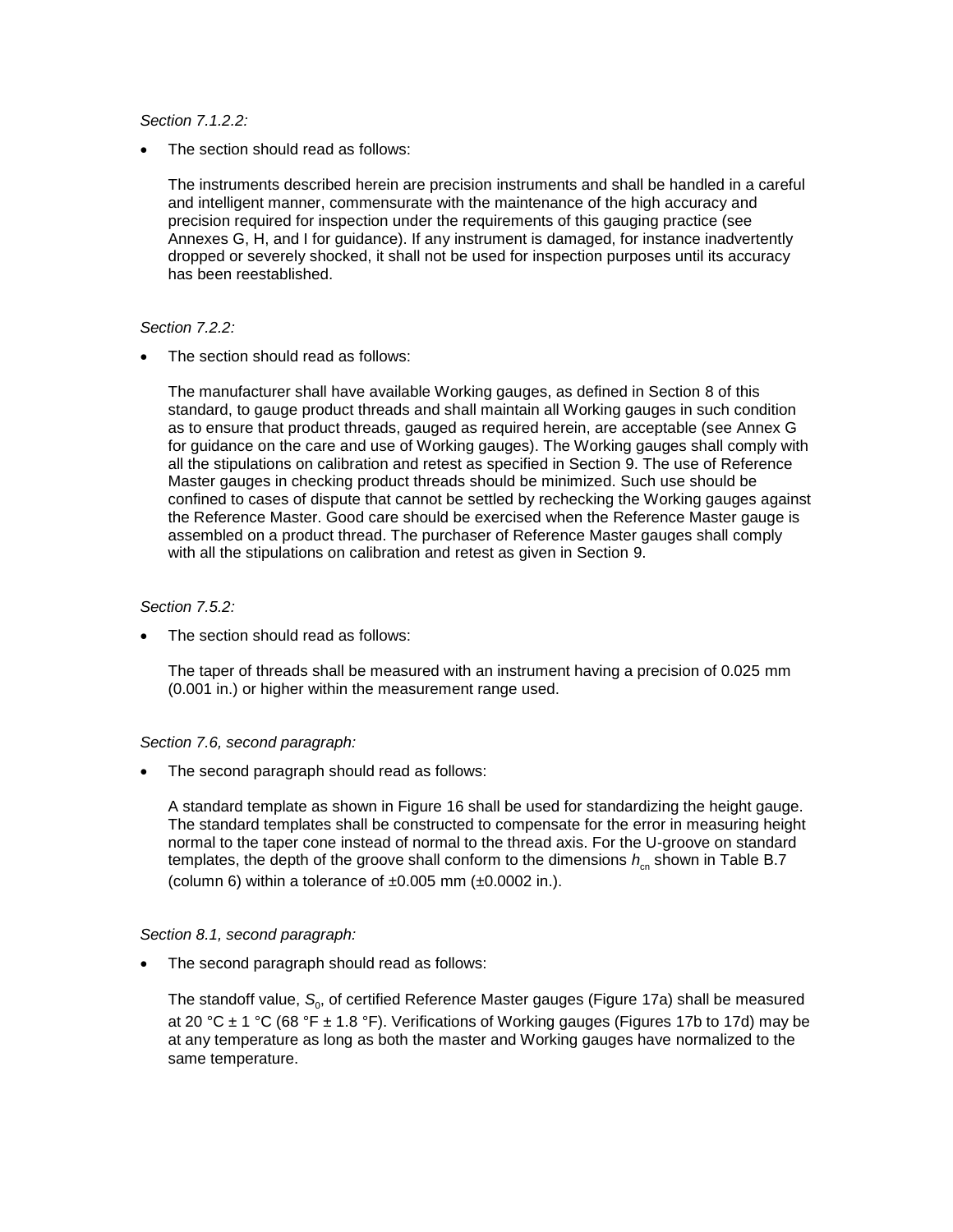*Section 7.1.2.2:*

- The section should read as follows:

  The instruments described herein are precision instruments and shall be handled in a careful and intelligent manner, commensurate with the maintenance of the high accuracy and precision required for inspection under the requirements of this gauging practice (see Annexes G, H, and I for guidance). If any instrument is damaged, for instance inadvertently dropped or severely shocked, it shall not be used for inspection purposes until its accuracy has been reestablished.

*Section 7.2.2:*

- The section should read as follows:

  The manufacturer shall have available Working gauges, as defined in Section 8 of this standard, to gauge product threads and shall maintain all Working gauges in such condition as to ensure that product threads, gauged as required herein, are acceptable (see Annex G for guidance on the care and use of Working gauges). The Working gauges shall comply with all the stipulations on calibration and retest as specified in Section 9. The use of Reference Master gauges in checking product threads should be minimized. Such use should be confined to cases of dispute that cannot be settled by rechecking the Working gauges against the Reference Master. Good care should be exercised when the Reference Master gauge is assembled on a product thread. The purchaser of Reference Master gauges shall comply with all the stipulations on calibration and retest as given in Section 9.

*Section 7.5.2:*

- The section should read as follows:

  The taper of threads shall be measured with an instrument having a precision of 0.025 mm (0.001 in.) or higher within the measurement range used.

*Section 7.6, second paragraph:*

- The second paragraph should read as follows:

  A standard template as shown in Figure 16 shall be used for standardizing the height gauge. The standard templates shall be constructed to compensate for the error in measuring height normal to the taper cone instead of normal to the thread axis. For the U-groove on standard templates, the depth of the groove shall conform to the dimensions $h_{cn}$ shown in Table B.7 (column 6) within a tolerance of ±0.005 mm (±0.0002 in.).

*Section 8.1, second paragraph:*

- The second paragraph should read as follows:

  The standoff value, $S_0$, of certified Reference Master gauges (Figure 17a) shall be measured at 20 °C ± 1 °C (68 °F ± 1.8 °F). Verifications of Working gauges (Figures 17b to 17d) may be at any temperature as long as both the master and Working gauges have normalized to the same temperature.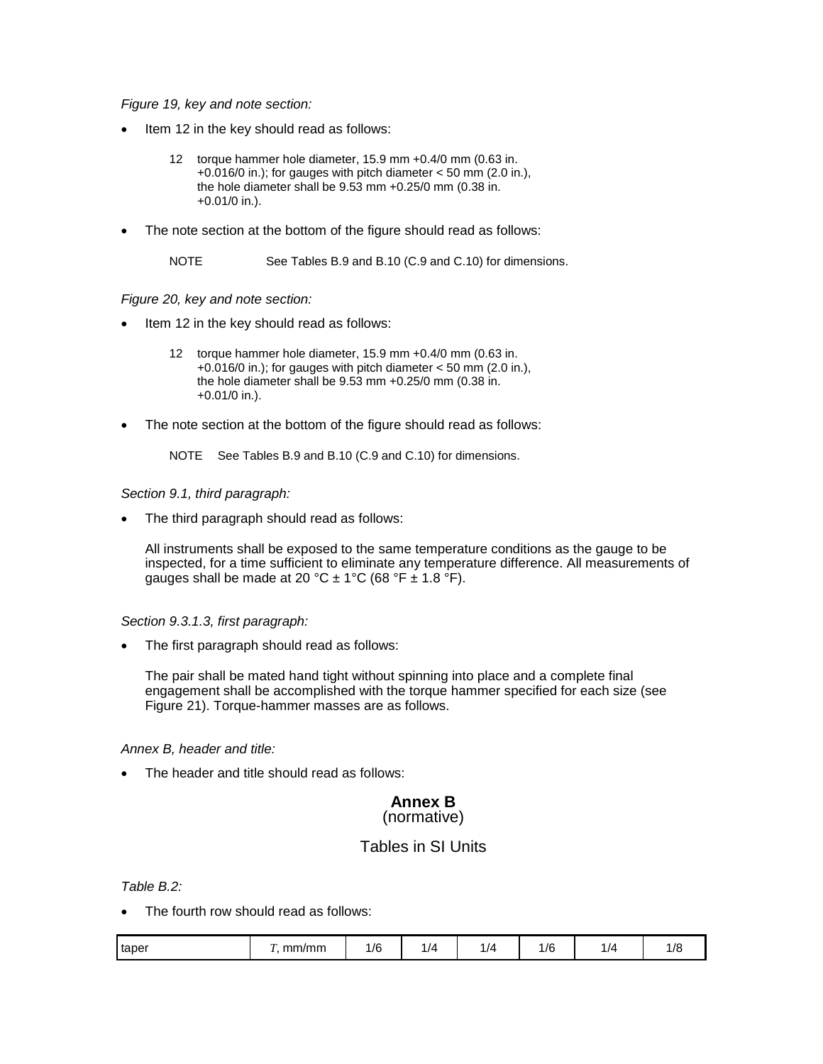*Figure 19, key and note section:*

- Item 12 in the key should read as follows:

  12 torque hammer hole diameter, 15.9 mm +0.4/0 mm (0.63 in. +0.016/0 in.); for gauges with pitch diameter < 50 mm (2.0 in.), the hole diameter shall be 9.53 mm +0.25/0 mm (0.38 in. +0.01/0 in.).

- The note section at the bottom of the figure should read as follows:

  NOTE See Tables B.9 and B.10 (C.9 and C.10) for dimensions.

*Figure 20, key and note section:*

- Item 12 in the key should read as follows:

  12 torque hammer hole diameter, 15.9 mm +0.4/0 mm (0.63 in. +0.016/0 in.); for gauges with pitch diameter < 50 mm (2.0 in.), the hole diameter shall be 9.53 mm +0.25/0 mm (0.38 in. +0.01/0 in.).

- The note section at the bottom of the figure should read as follows:

  NOTE See Tables B.9 and B.10 (C.9 and C.10) for dimensions.

*Section 9.1, third paragraph:*

- The third paragraph should read as follows:

  All instruments shall be exposed to the same temperature conditions as the gauge to be inspected, for a time sufficient to eliminate any temperature difference. All measurements of gauges shall be made at 20 °C ± 1°C (68 °F ± 1.8 °F).

*Section 9.3.1.3, first paragraph:*

- The first paragraph should read as follows:

  The pair shall be mated hand tight without spinning into place and a complete final engagement shall be accomplished with the torque hammer specified for each size (see Figure 21). Torque-hammer masses are as follows.

*Annex B, header and title:*

- The header and title should read as follows:

**Annex B**
(normative)

Tables in SI Units

*Table B.2:*

- The fourth row should read as follows:

| taper | $T$, mm/mm | 1/6 | 1/4 | 1/4 | 1/6 | 1/4 | 1/8 |
|---|---|---|---|---|---|---|---|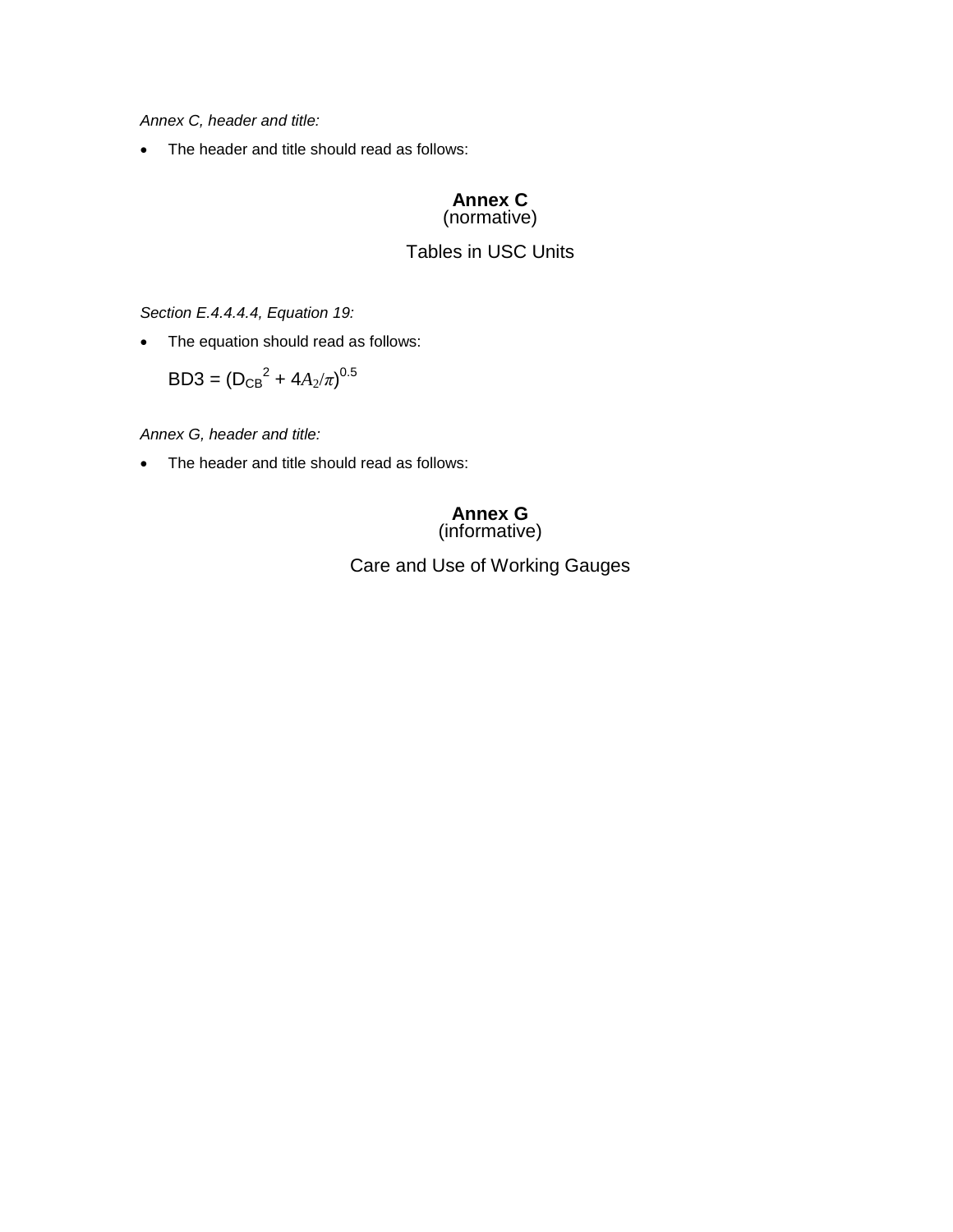*Annex C, header and title:*

- The header and title should read as follows:

**Annex C**
(normative)

Tables in USC Units

*Section E.4.4.4.4, Equation 19:*

- The equation should read as follows:

$$BD3 = (D_{CB}^{2} + 4A_2/\pi)^{0.5}$$

*Annex G, header and title:*

- The header and title should read as follows:

**Annex G**
(informative)

Care and Use of Working Gauges